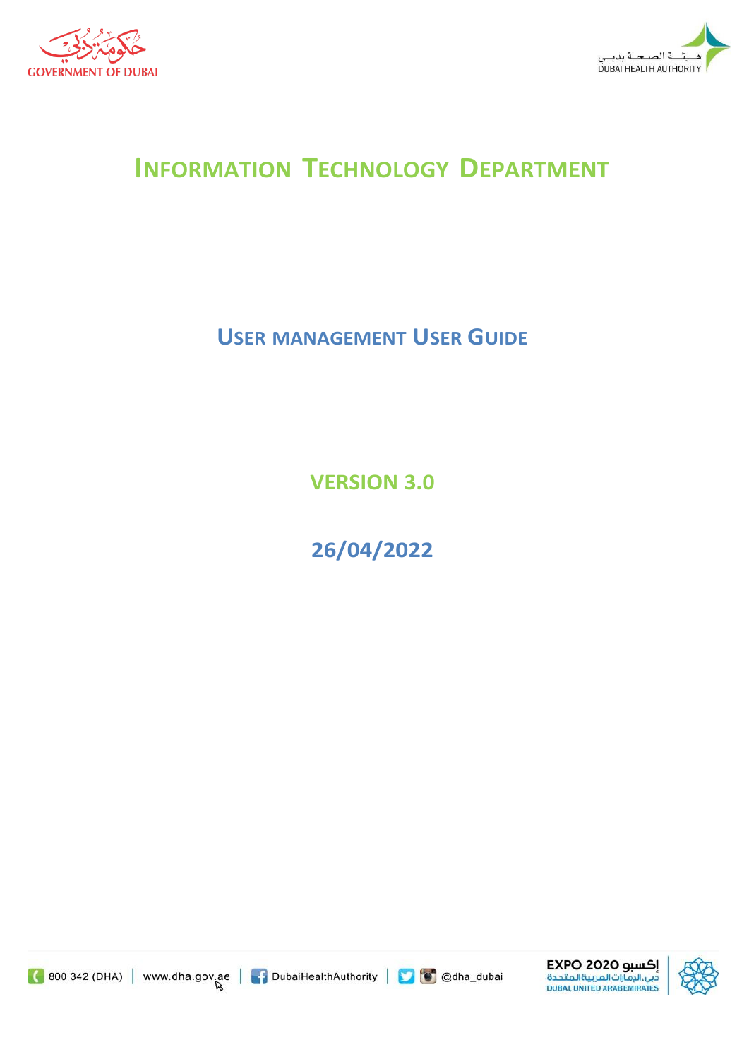# INFORMATION TECHNOLOGY DEPARTMENT

## USER MANAGEMENT USER GUIDE

**VERSION 3.0**

**26/04/2022**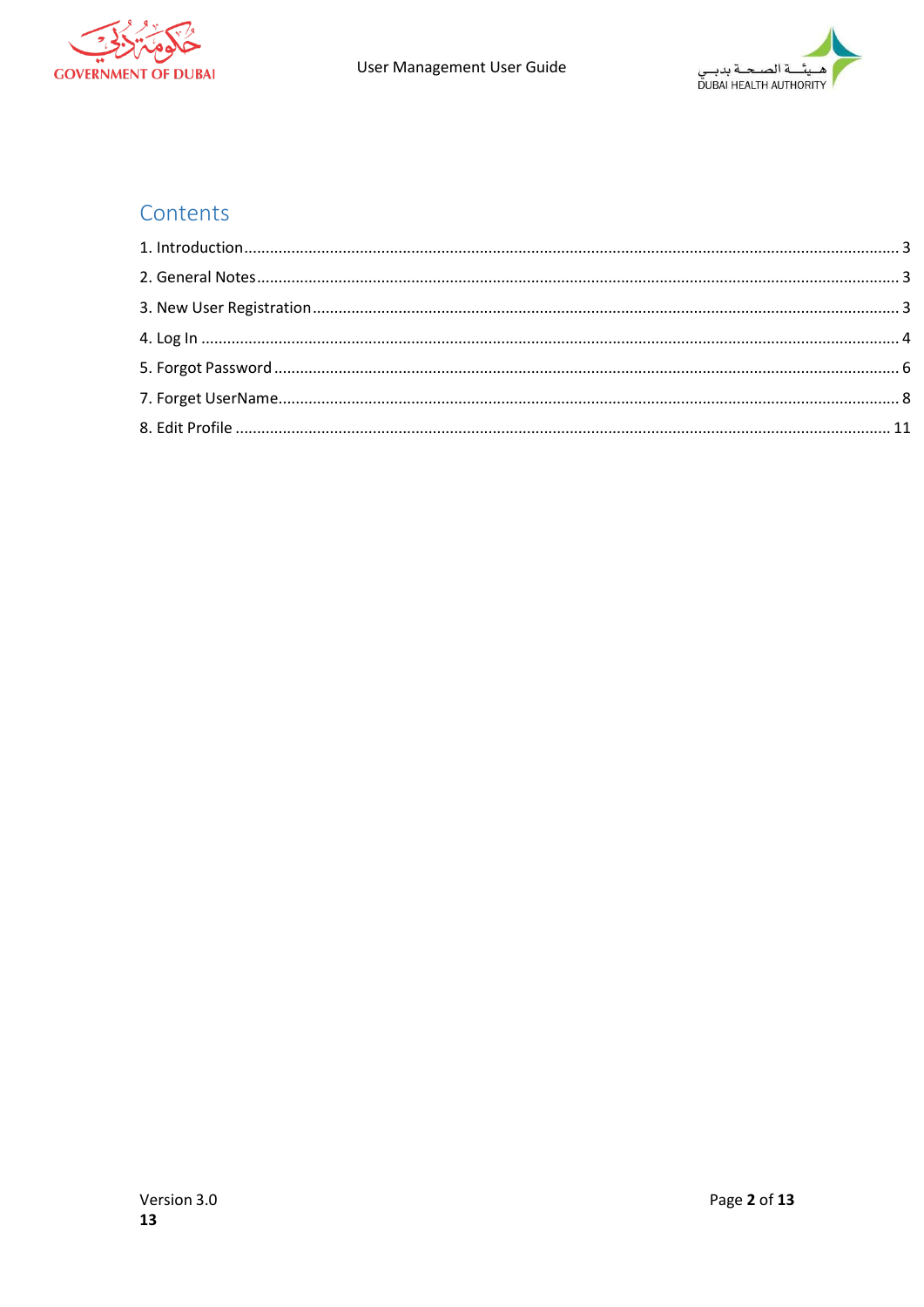# Contents

1. Introduction ........................................................................................................ 3
2. General Notes ...................................................................................................... 3
3. New User Registration ........................................................................................ 3
4. Log In ................................................................................................................. 4
5. Forgot Password ................................................................................................. 6
7. Forget UserName ................................................................................................ 8
8. Edit Profile ......................................................................................................... 11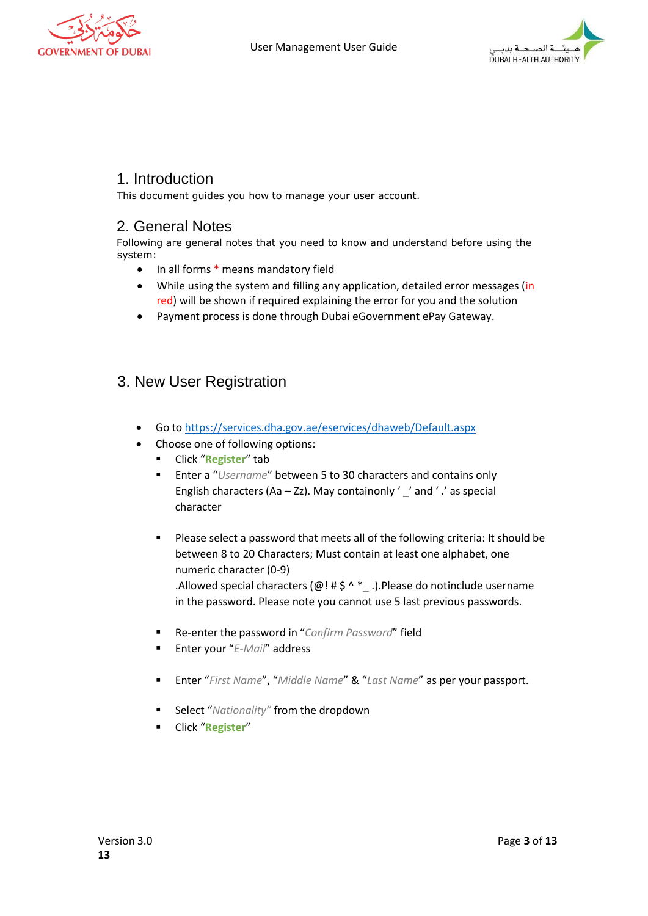## 1. Introduction

This document guides you how to manage your user account.

## 2. General Notes

Following are general notes that you need to know and understand before using the system:

- In all forms * means mandatory field
- While using the system and filling any application, detailed error messages (in red) will be shown if required explaining the error for you and the solution
- Payment process is done through Dubai eGovernment ePay Gateway.

## 3. New User Registration

- Go to [https://services.dha.gov.ae/eservices/dhaweb/Default.aspx](https://services.dha.gov.ae/eservices/dhaweb/Default.aspx)
- Choose one of following options:
  - Click "**Register**" tab
  - Enter a "*Username*" between 5 to 30 characters and contains only English characters (Aa – Zz). May containonly ' _ ' and ' . ' as special character
  - Please select a password that meets all of the following criteria: It should be between 8 to 20 Characters; Must contain at least one alphabet, one numeric character (0-9) .Allowed special characters (@! # $ ^ *_ .).Please do notinclude username in the password. Please note you cannot use 5 last previous passwords.
  - Re-enter the password in "*Confirm Password*" field
  - Enter your "*E-Mail*" address
  - Enter "*First Name*", "*Middle Name*" & "*Last Name*" as per your passport.
  - Select "*Nationality*" from the dropdown
  - Click "**Register**"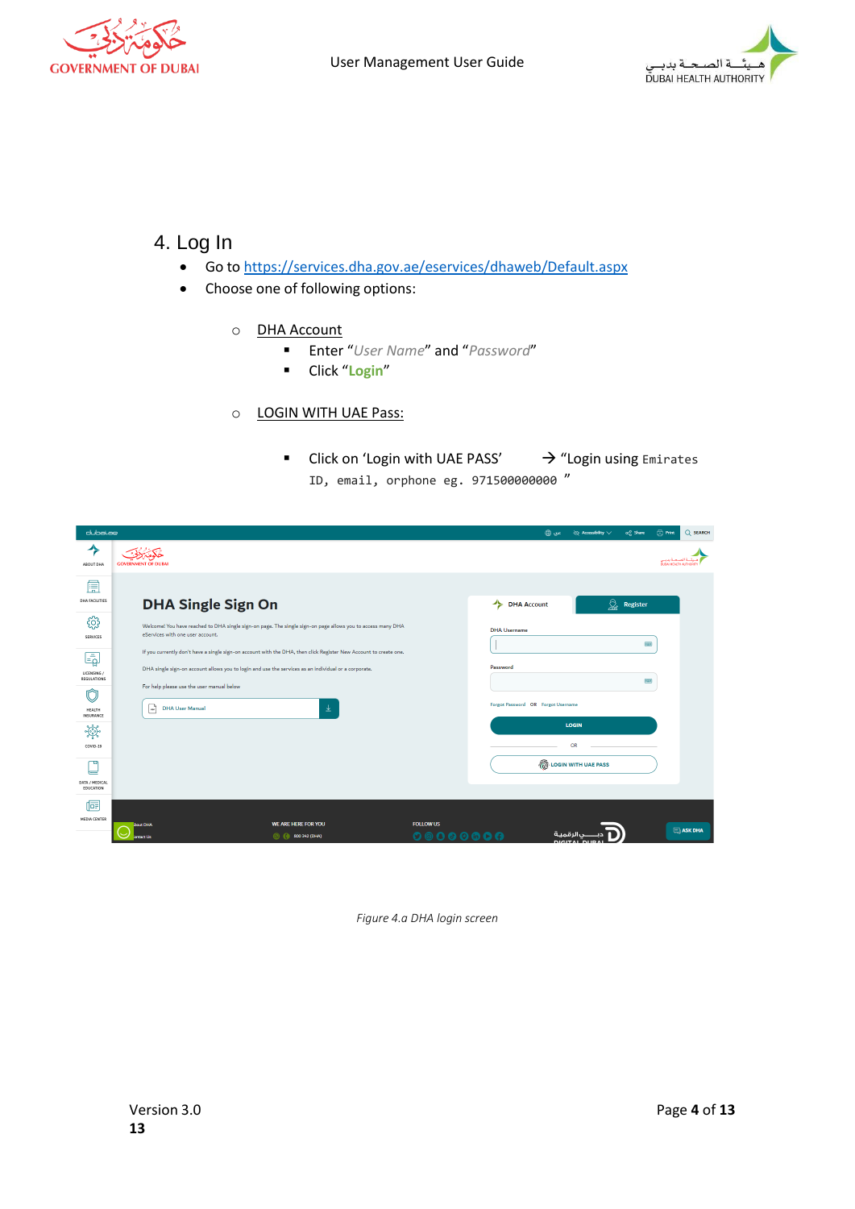## 4. Log In

- Go to [https://services.dha.gov.ae/eservices/dhaweb/Default.aspx](https://services.dha.gov.ae/eservices/dhaweb/Default.aspx)
- Choose one of following options:
  - DHA Account
    - Enter "*User Name*" and "*Password*"
    - Click "**Login**"
  - LOGIN WITH UAE Pass:
    - Click on 'Login with UAE PASS' → "Login using Emirates ID, email, orphone eg. 971500000000 "

*Figure 4.a DHA login screen*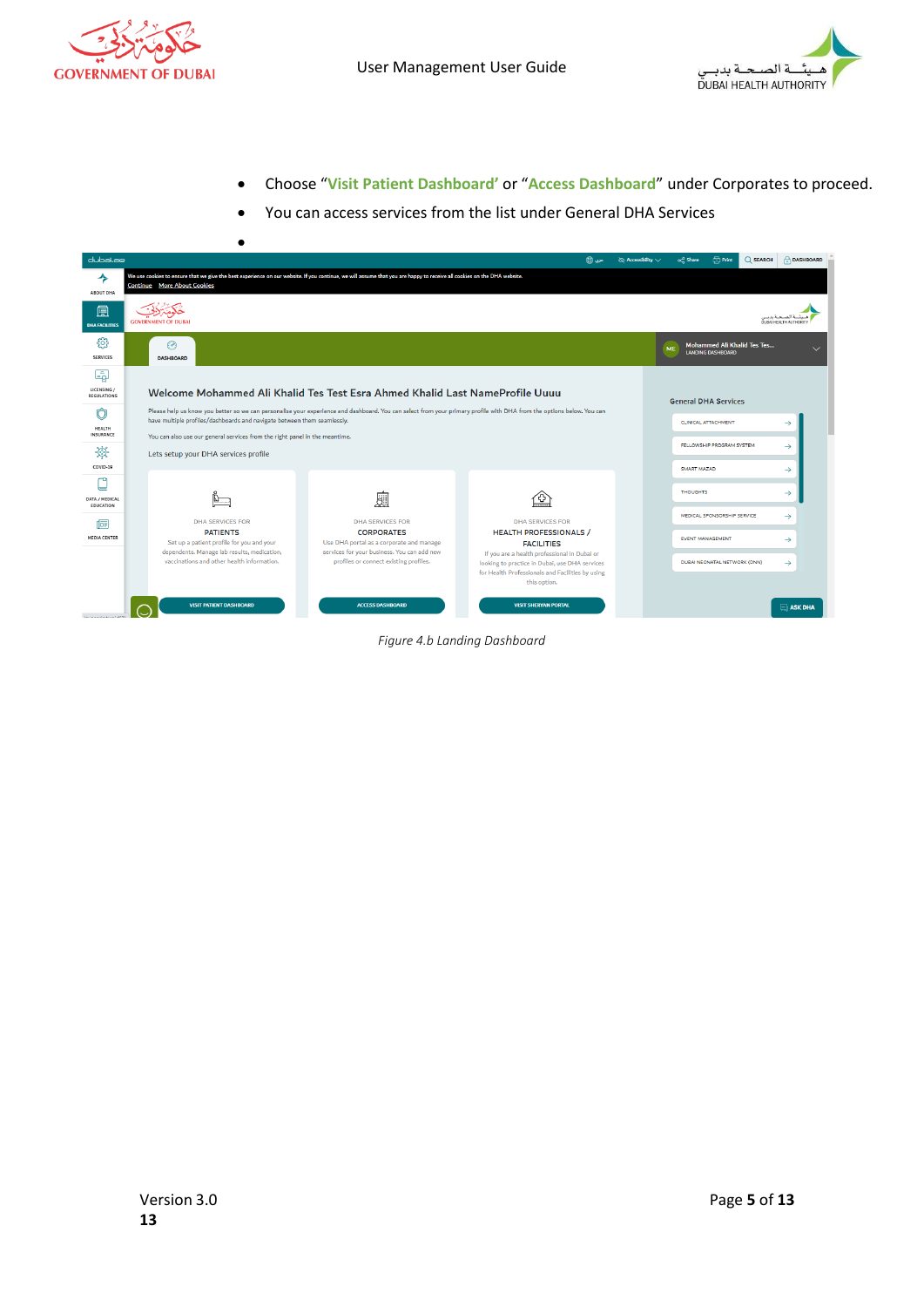- Choose "Visit Patient Dashboard' or "Access Dashboard" under Corporates to proceed.
- You can access services from the list under General DHA Services
- 

*Figure 4.b Landing Dashboard*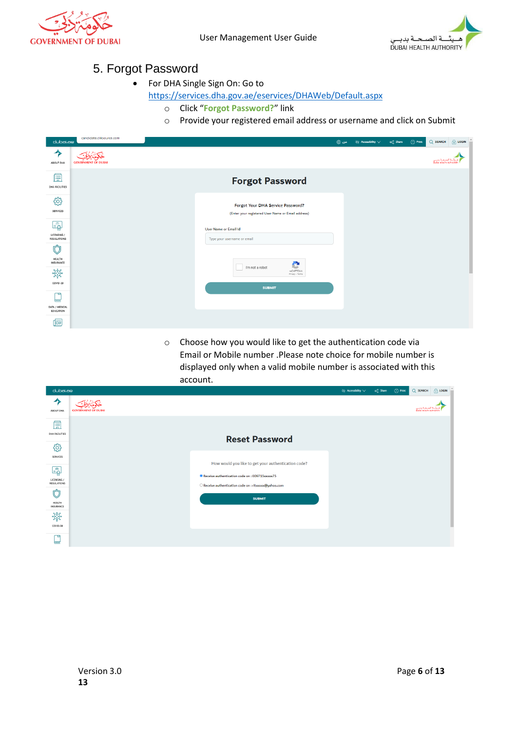# 5. Forgot Password

- For DHA Single Sign On: Go to https://services.dha.gov.ae/eservices/DHAWeb/Default.aspx
  - Click "**Forgot Password?**" link
  - Provide your registered email address or username and click on Submit

  - Choose how you would like to get the authentication code via Email or Mobile number .Please note choice for mobile number is displayed only when a valid mobile number is associated with this account.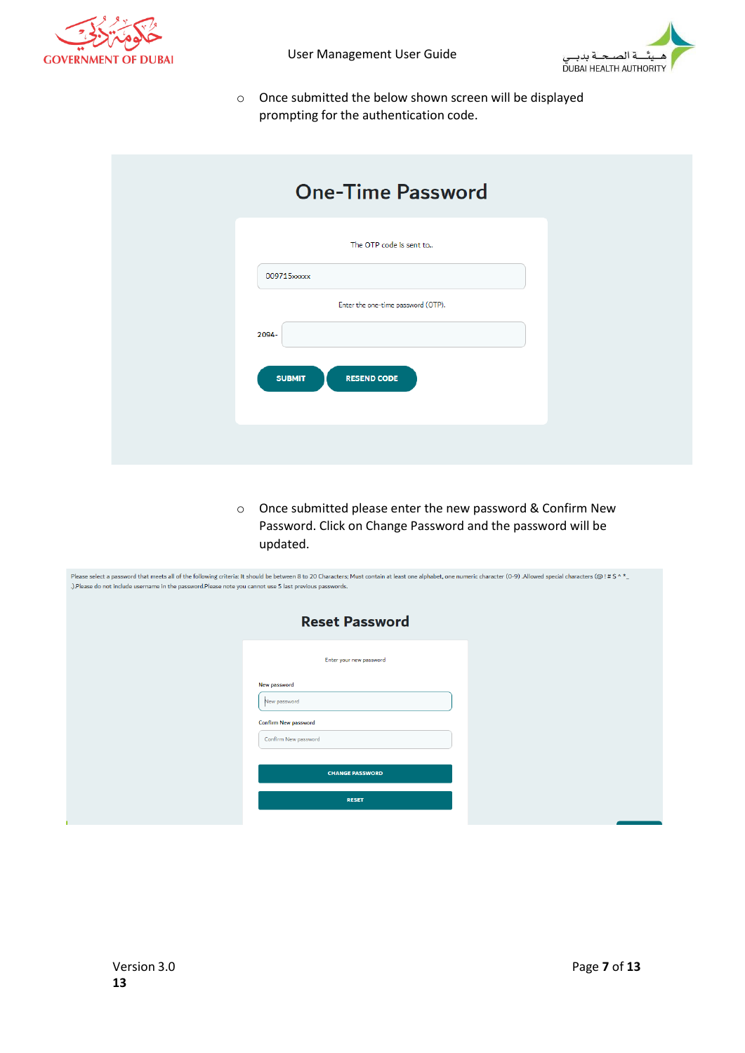- Once submitted the below shown screen will be displayed prompting for the authentication code.

**One-Time Password**

The OTP code is sent to..

009715xxxxx

Enter the one-time password (OTP).

2094-

SUBMIT RESEND CODE

- Once submitted please enter the new password & Confirm New Password. Click on Change Password and the password will be updated.

Please select a password that meets all of the following criteria: It should be between 8 to 20 Characters; Must contain at least one alphabet, one numeric character (0-9) .Allowed special characters (@ ! # $ ^ *_ .).Please do not include username in the password.Please note you cannot use 5 last previous passwords.

**Reset Password**

Enter your new password

New password

Confirm New password

CHANGE PASSWORD

RESET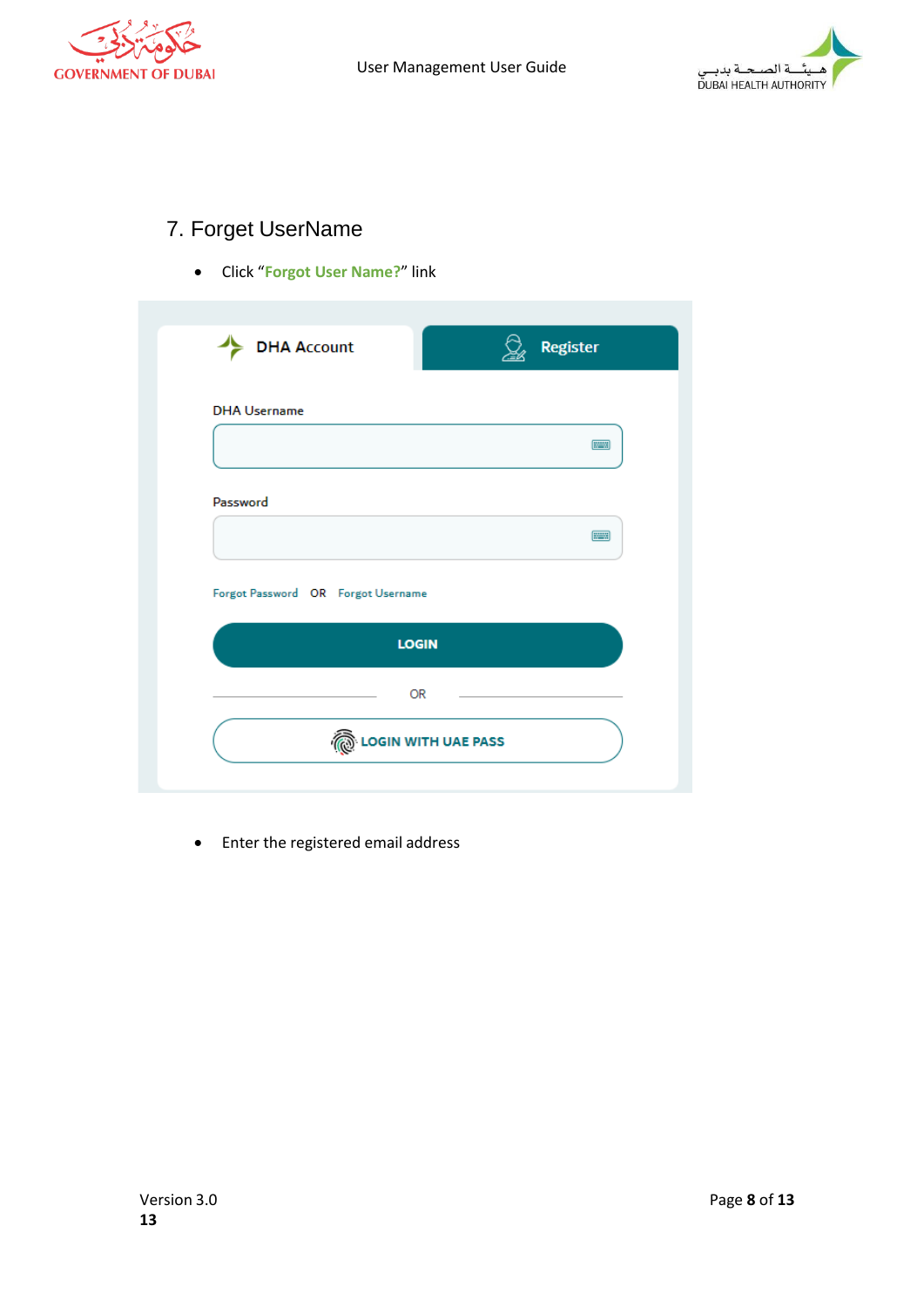## 7. Forget UserName

- Click "**Forgot User Name?**" link

- Enter the registered email address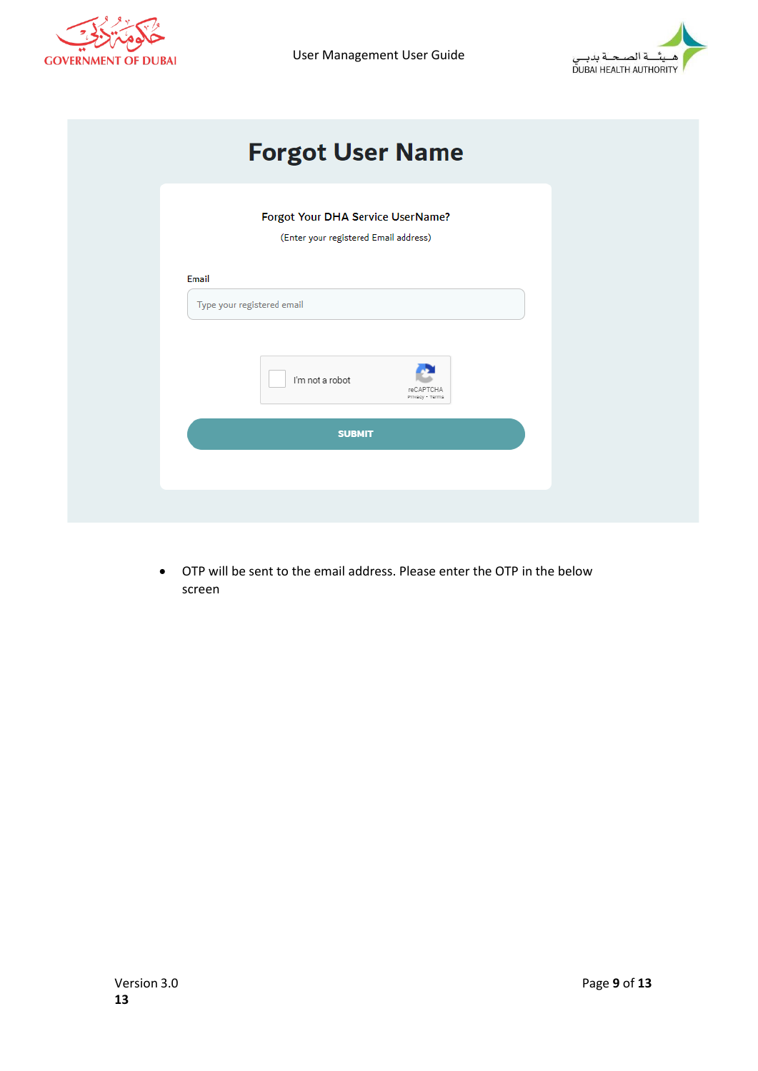# Forgot User Name

Forgot Your DHA Service UserName?

(Enter your registered Email address)

Email

Type your registered email

I'm not a robot

reCAPTCHA
Privacy - Terms

SUBMIT

- OTP will be sent to the email address. Please enter the OTP in the below screen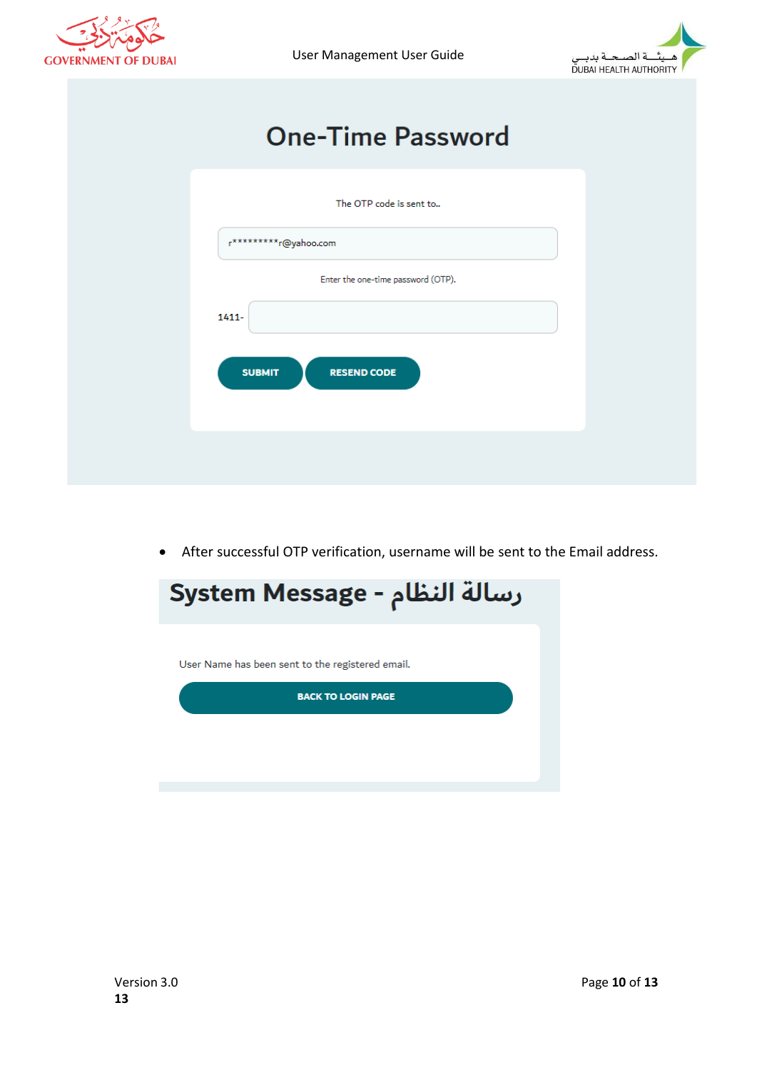## One-Time Password

The OTP code is sent to..

r*********r@yahoo.com

Enter the one-time password (OTP).

1411-

SUBMIT RESEND CODE

- After successful OTP verification, username will be sent to the Email address.

## System Message - رسالة النظام

User Name has been sent to the registered email.

BACK TO LOGIN PAGE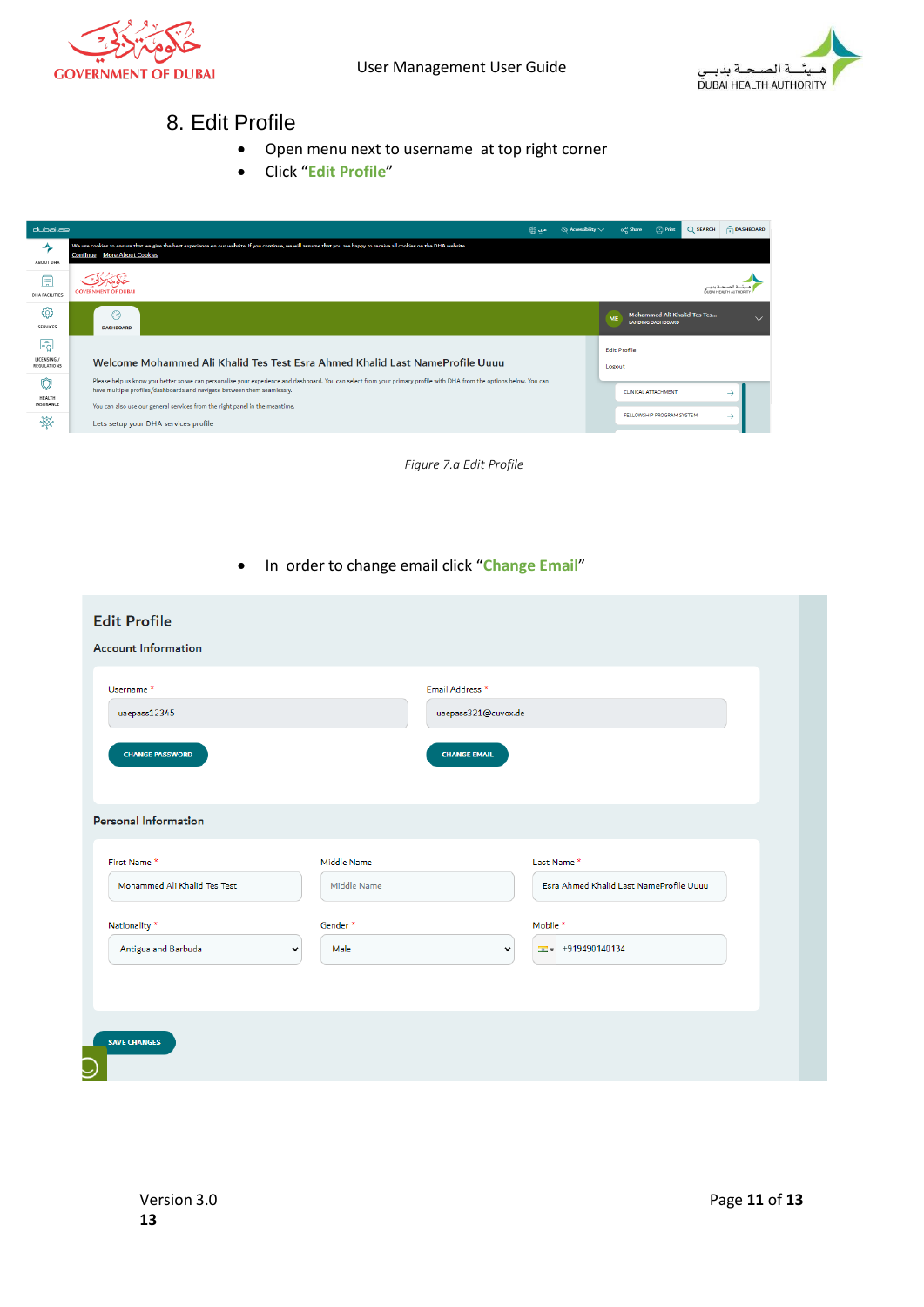## 8. Edit Profile

- Open menu next to username at top right corner
- Click "**Edit Profile**"

*Figure 7.a Edit Profile*

- In order to change email click "**Change Email**"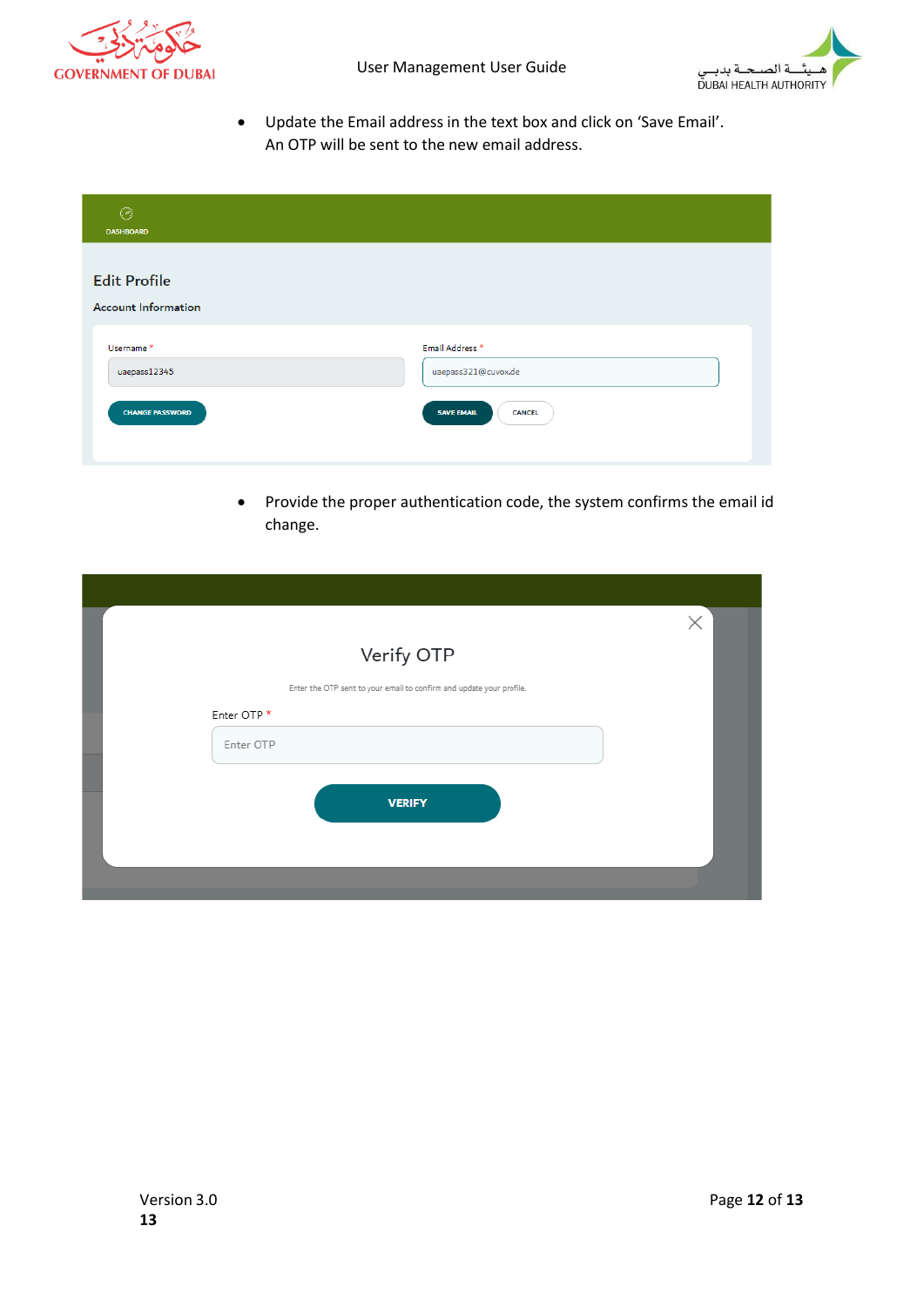- Update the Email address in the text box and click on 'Save Email'. An OTP will be sent to the new email address.

- Provide the proper authentication code, the system confirms the email id change.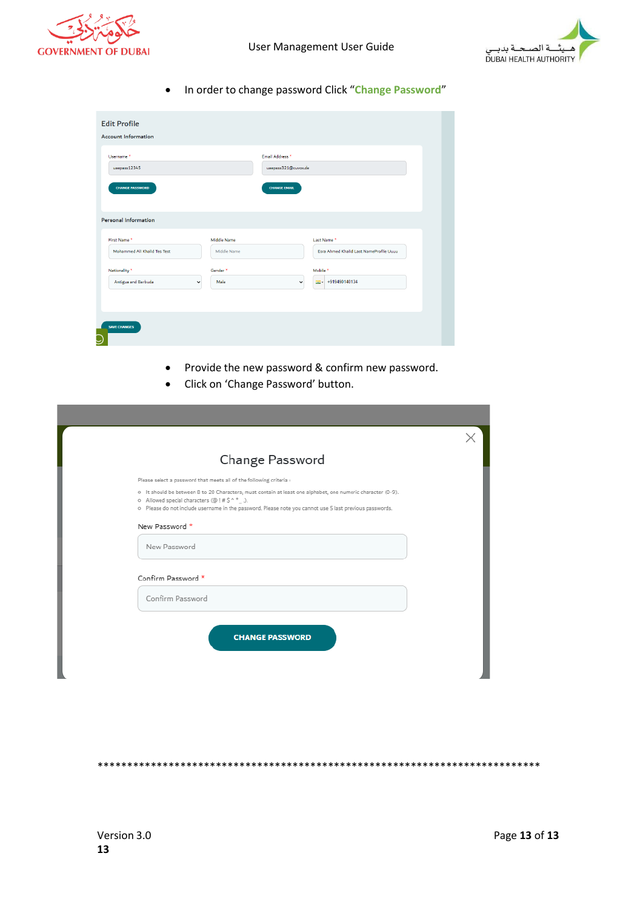- In order to change password Click "**Change Password**"

- Provide the new password & confirm new password.
- Click on 'Change Password' button.

**************************************************************************